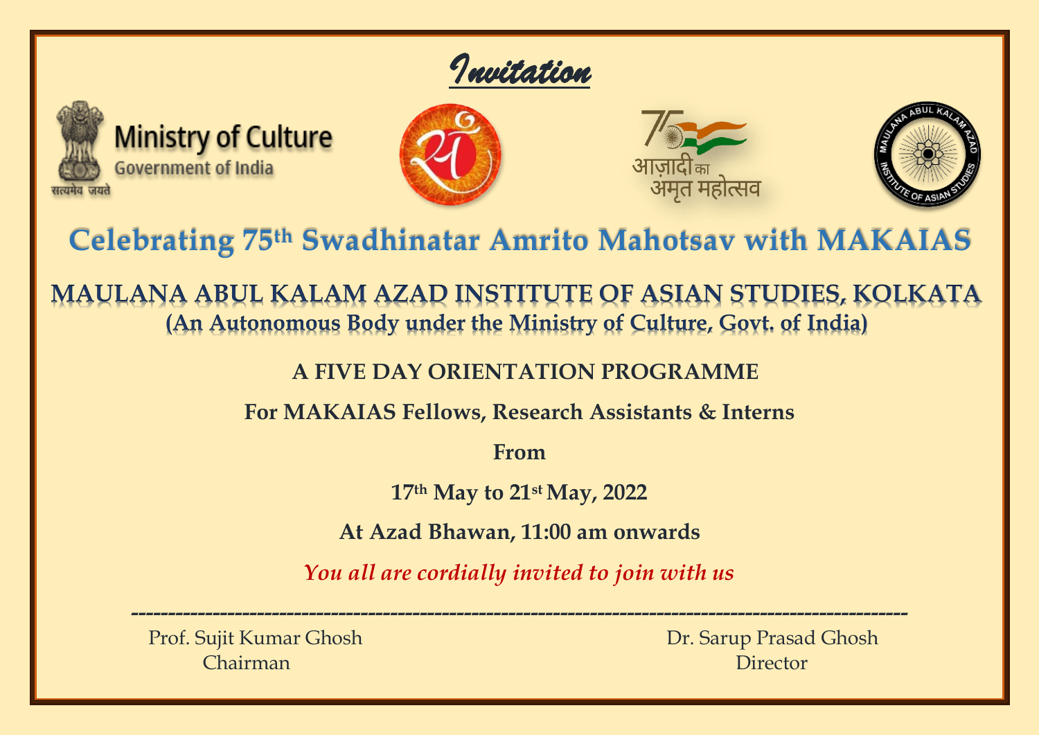# *Invitation*

Ministry of Culture
Government of India
सत्यमेव जयते

आज़ादी का अमृत महोत्सव

## Celebrating 75th Swadhinatar Amrito Mahotsav with MAKAIAS

## MAULANA ABUL KALAM AZAD INSTITUTE OF ASIAN STUDIES, KOLKATA

**(An Autonomous Body under the Ministry of Culture, Govt. of India)**

**A FIVE DAY ORIENTATION PROGRAMME**

**For MAKAIAS Fellows, Research Assistants & Interns**

**From**

**17th May to 21st May, 2022**

**At Azad Bhawan, 11:00 am onwards**

*You all are cordially invited to join with us*

---

Prof. Sujit Kumar Ghosh
Chairman

Dr. Sarup Prasad Ghosh
Director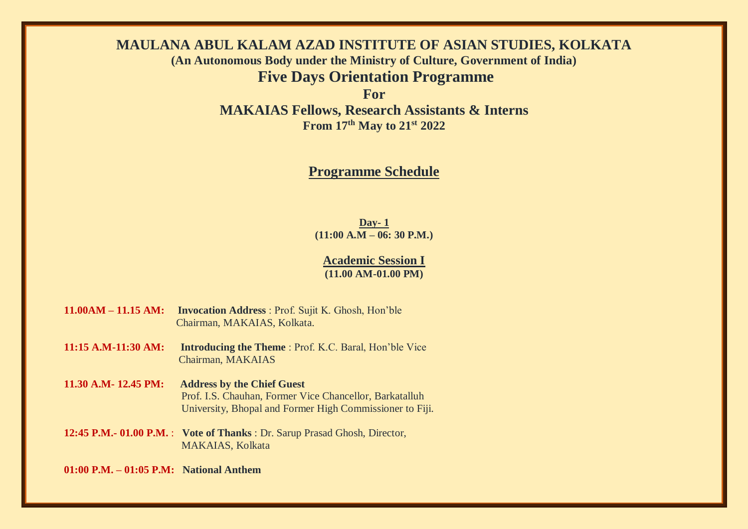# MAULANA ABUL KALAM AZAD INSTITUTE OF ASIAN STUDIES, KOLKATA

**(An Autonomous Body under the Ministry of Culture, Government of India)**

## Five Days Orientation Programme

**For**

## MAKAIAS Fellows, Research Assistants & Interns

**From 17th May to 21st 2022**

## Programme Schedule

### Day- 1

**(11:00 A.M – 06: 30 P.M.)**

### Academic Session I

**(11.00 AM-01.00 PM)**

**11.00AM – 11.15 AM:** **Invocation Address** : Prof. Sujit K. Ghosh, Hon'ble Chairman, MAKAIAS, Kolkata.

**11:15 A.M-11:30 AM:** **Introducing the Theme** : Prof. K.C. Baral, Hon'ble Vice Chairman, MAKAIAS

**11.30 A.M- 12.45 PM:** **Address by the Chief Guest**
Prof. I.S. Chauhan, Former Vice Chancellor, Barkatalluh University, Bhopal and Former High Commissioner to Fiji.

**12:45 P.M.- 01.00 P.M.** : **Vote of Thanks** : Dr. Sarup Prasad Ghosh, Director, MAKAIAS, Kolkata

**01:00 P.M. – 01:05 P.M:** **National Anthem**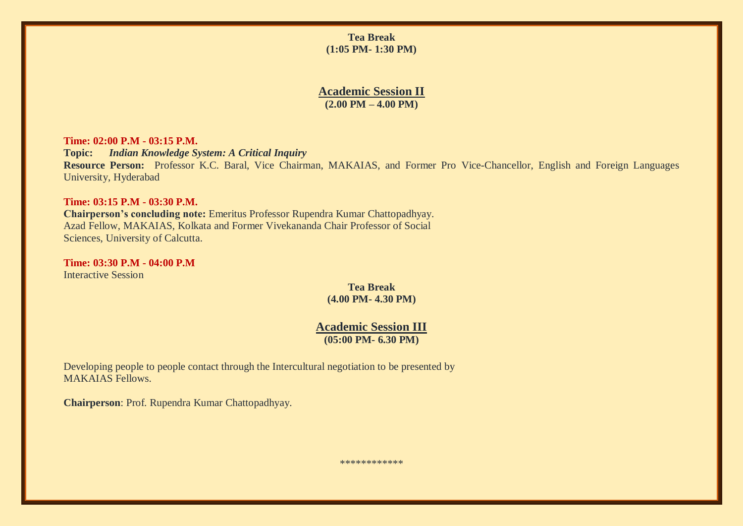**Tea Break**
**(1:05 PM- 1:30 PM)**

## Academic Session II
**(2.00 PM – 4.00 PM)**

**Time: 02:00 P.M - 03:15 P.M.**
**Topic:** ***Indian Knowledge System: A Critical Inquiry***
**Resource Person:** Professor K.C. Baral, Vice Chairman, MAKAIAS, and Former Pro Vice-Chancellor, English and Foreign Languages University, Hyderabad

**Time: 03:15 P.M - 03:30 P.M.**
**Chairperson's concluding note:** Emeritus Professor Rupendra Kumar Chattopadhyay. Azad Fellow, MAKAIAS, Kolkata and Former Vivekananda Chair Professor of Social Sciences, University of Calcutta.

**Time: 03:30 P.M - 04:00 P.M**
Interactive Session

**Tea Break**
**(4.00 PM- 4.30 PM)**

## Academic Session III
**(05:00 PM- 6.30 PM)**

Developing people to people contact through the Intercultural negotiation to be presented by MAKAIAS Fellows.

**Chairperson**: Prof. Rupendra Kumar Chattopadhyay.

************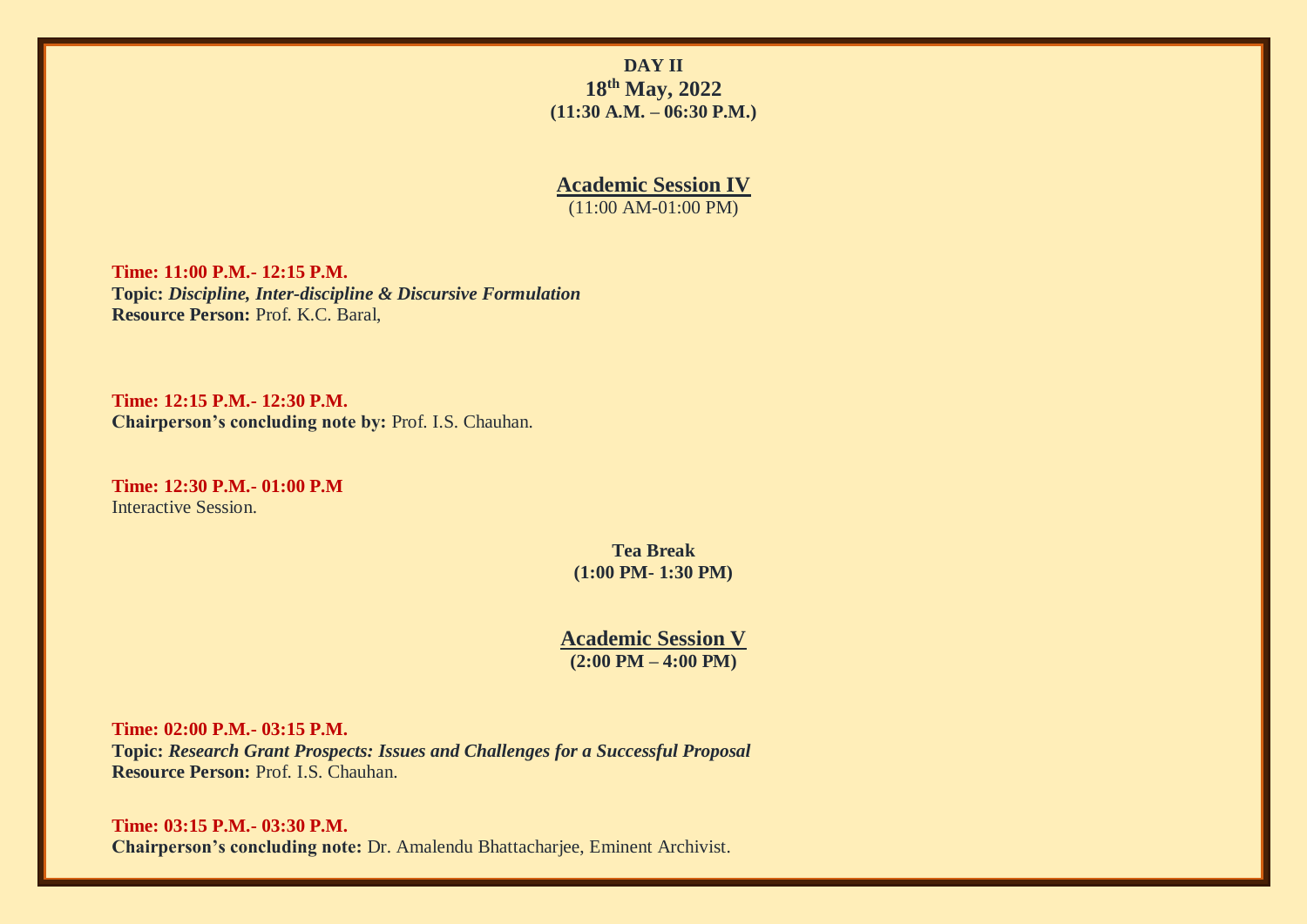**DAY II**

**18th May, 2022**

**(11:30 A.M. – 06:30 P.M.)**

## Academic Session IV

(11:00 AM-01:00 PM)

**Time: 11:00 P.M.- 12:15 P.M.**
**Topic:** ***Discipline, Inter-discipline & Discursive Formulation***
**Resource Person:** Prof. K.C. Baral,

**Time: 12:15 P.M.- 12:30 P.M.**
**Chairperson's concluding note by:** Prof. I.S. Chauhan.

**Time: 12:30 P.M.- 01:00 P.M**
Interactive Session.

**Tea Break**
**(1:00 PM- 1:30 PM)**

## Academic Session V

**(2:00 PM – 4:00 PM)**

**Time: 02:00 P.M.- 03:15 P.M.**
**Topic:** ***Research Grant Prospects: Issues and Challenges for a Successful Proposal***
**Resource Person:** Prof. I.S. Chauhan.

**Time: 03:15 P.M.- 03:30 P.M.**
**Chairperson's concluding note:** Dr. Amalendu Bhattacharjee, Eminent Archivist.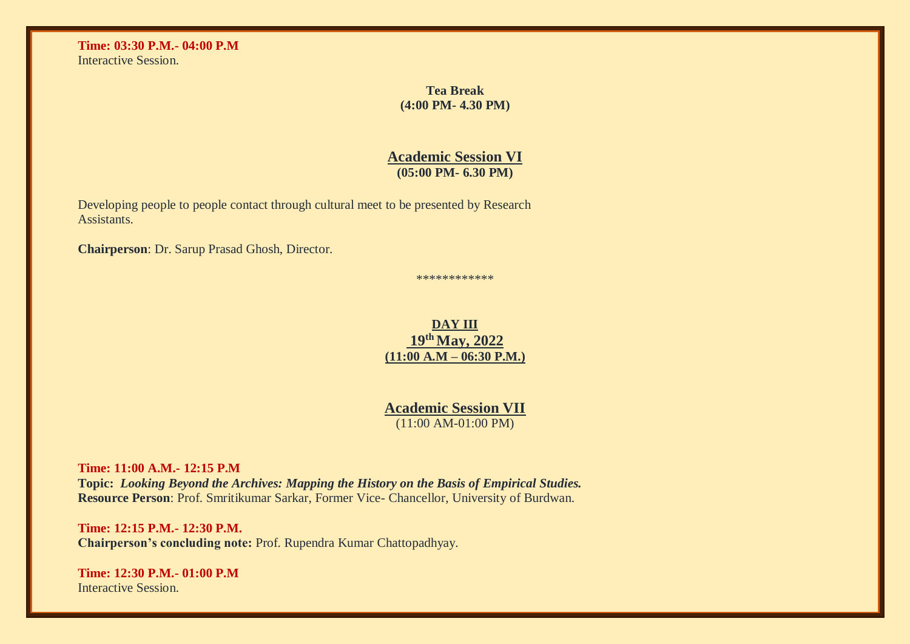**Time: 03:30 P.M.- 04:00 P.M**
Interactive Session.

**Tea Break**
**(4:00 PM- 4.30 PM)**

## Academic Session VI

**(05:00 PM- 6.30 PM)**

Developing people to people contact through cultural meet to be presented by Research Assistants.

**Chairperson**: Dr. Sarup Prasad Ghosh, Director.

************

## DAY III

## 19th May, 2022

**(11:00 A.M – 06:30 P.M.)**

## Academic Session VII

(11:00 AM-01:00 PM)

**Time: 11:00 A.M.- 12:15 P.M**
**Topic:** ***Looking Beyond the Archives: Mapping the History on the Basis of Empirical Studies.***
**Resource Person**: Prof. Smritikumar Sarkar, Former Vice- Chancellor, University of Burdwan.

**Time: 12:15 P.M.- 12:30 P.M.**
**Chairperson's concluding note:** Prof. Rupendra Kumar Chattopadhyay.

**Time: 12:30 P.M.- 01:00 P.M**
Interactive Session.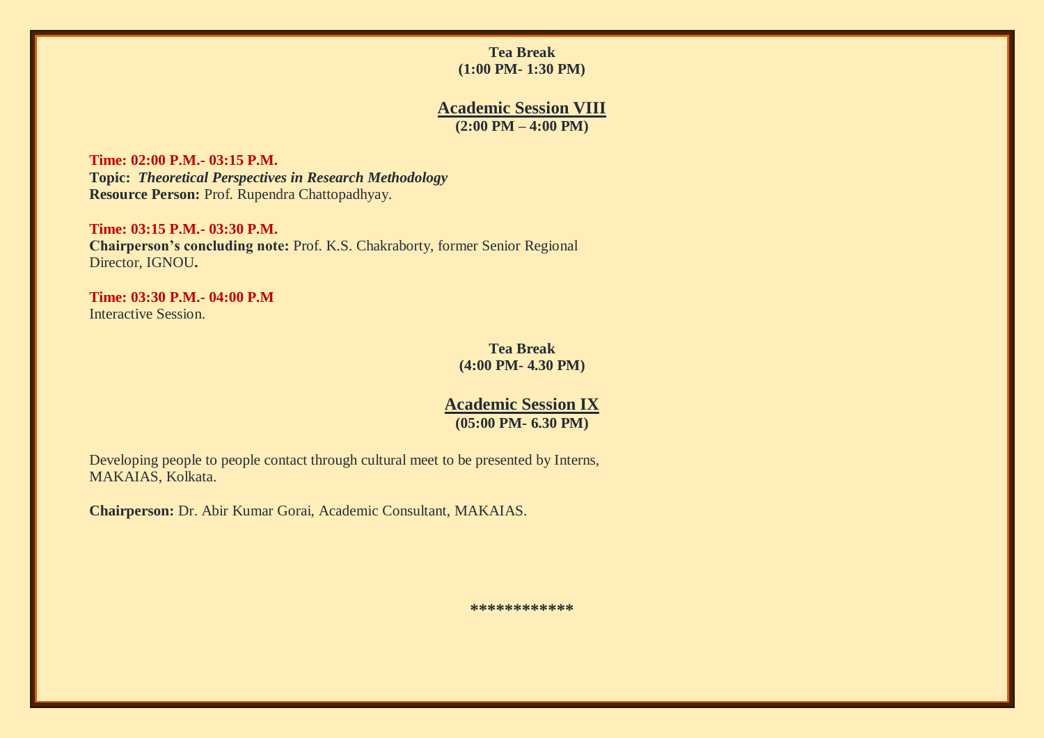**Tea Break**
**(1:00 PM- 1:30 PM)**

## Academic Session VIII
**(2:00 PM – 4:00 PM)**

**Time: 02:00 P.M.- 03:15 P.M.**
**Topic:** ***Theoretical Perspectives in Research Methodology***
**Resource Person:** Prof. Rupendra Chattopadhyay.

**Time: 03:15 P.M.- 03:30 P.M.**
**Chairperson's concluding note:** Prof. K.S. Chakraborty, former Senior Regional Director, IGNOU**.**

**Time: 03:30 P.M.- 04:00 P.M**
Interactive Session.

**Tea Break**
**(4:00 PM- 4.30 PM)**

## Academic Session IX
**(05:00 PM- 6.30 PM)**

Developing people to people contact through cultural meet to be presented by Interns, MAKAIAS, Kolkata.

**Chairperson:** Dr. Abir Kumar Gorai, Academic Consultant, MAKAIAS.

************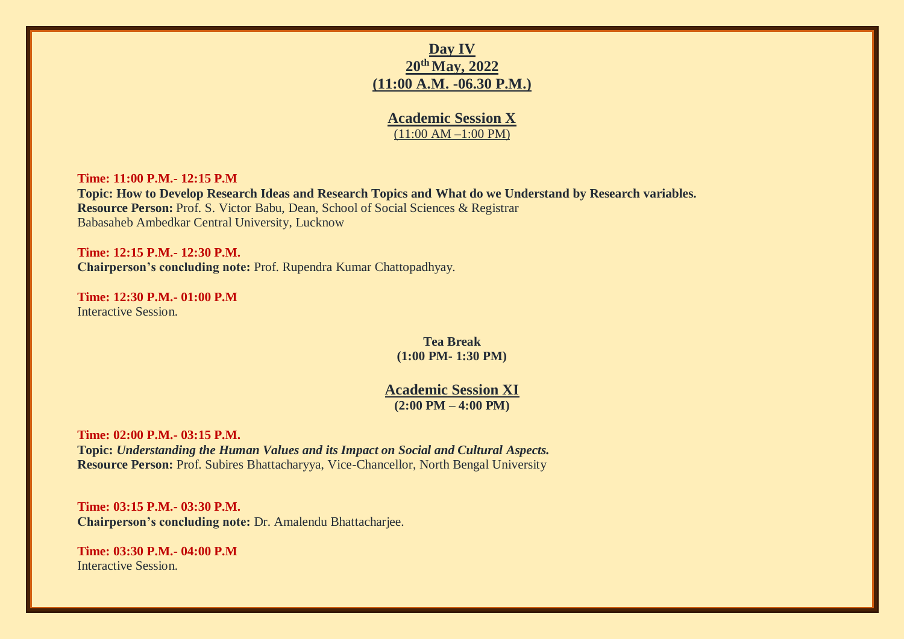## Day IV

## 20th May, 2022

## (11:00 A.M. -06.30 P.M.)

### Academic Session X

(11:00 AM –1:00 PM)

**Time: 11:00 P.M.- 12:15 P.M**
**Topic: How to Develop Research Ideas and Research Topics and What do we Understand by Research variables.**
**Resource Person:** Prof. S. Victor Babu, Dean, School of Social Sciences & Registrar
Babasaheb Ambedkar Central University, Lucknow

**Time: 12:15 P.M.- 12:30 P.M.**
**Chairperson's concluding note:** Prof. Rupendra Kumar Chattopadhyay.

**Time: 12:30 P.M.- 01:00 P.M**
Interactive Session.

**Tea Break**
**(1:00 PM- 1:30 PM)**

### Academic Session XI

**(2:00 PM – 4:00 PM)**

**Time: 02:00 P.M.- 03:15 P.M.**
**Topic:** ***Understanding the Human Values and its Impact on Social and Cultural Aspects.***
**Resource Person:** Prof. Subires Bhattacharyya, Vice-Chancellor, North Bengal University

**Time: 03:15 P.M.- 03:30 P.M.**
**Chairperson's concluding note:** Dr. Amalendu Bhattacharjee.

**Time: 03:30 P.M.- 04:00 P.M**
Interactive Session.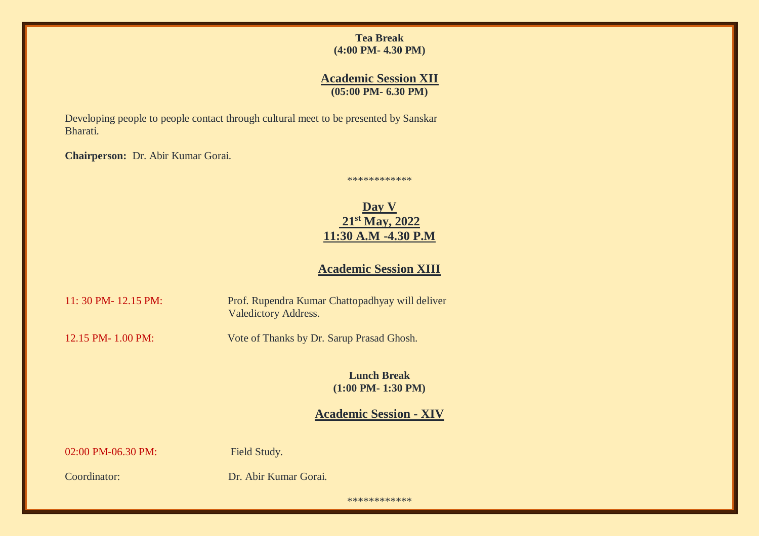**Tea Break**
**(4:00 PM- 4.30 PM)**

## Academic Session XII
**(05:00 PM- 6.30 PM)**

Developing people to people contact through cultural meet to be presented by Sanskar Bharati.

**Chairperson:** Dr. Abir Kumar Gorai.

************

## Day V
## 21st May, 2022
## 11:30 A.M -4.30 P.M

## Academic Session XIII

11: 30 PM- 12.15 PM: Prof. Rupendra Kumar Chattopadhyay will deliver Valedictory Address.

12.15 PM- 1.00 PM: Vote of Thanks by Dr. Sarup Prasad Ghosh.

**Lunch Break**
**(1:00 PM- 1:30 PM)**

## Academic Session - XIV

02:00 PM-06.30 PM: Field Study.

Coordinator: Dr. Abir Kumar Gorai.

************